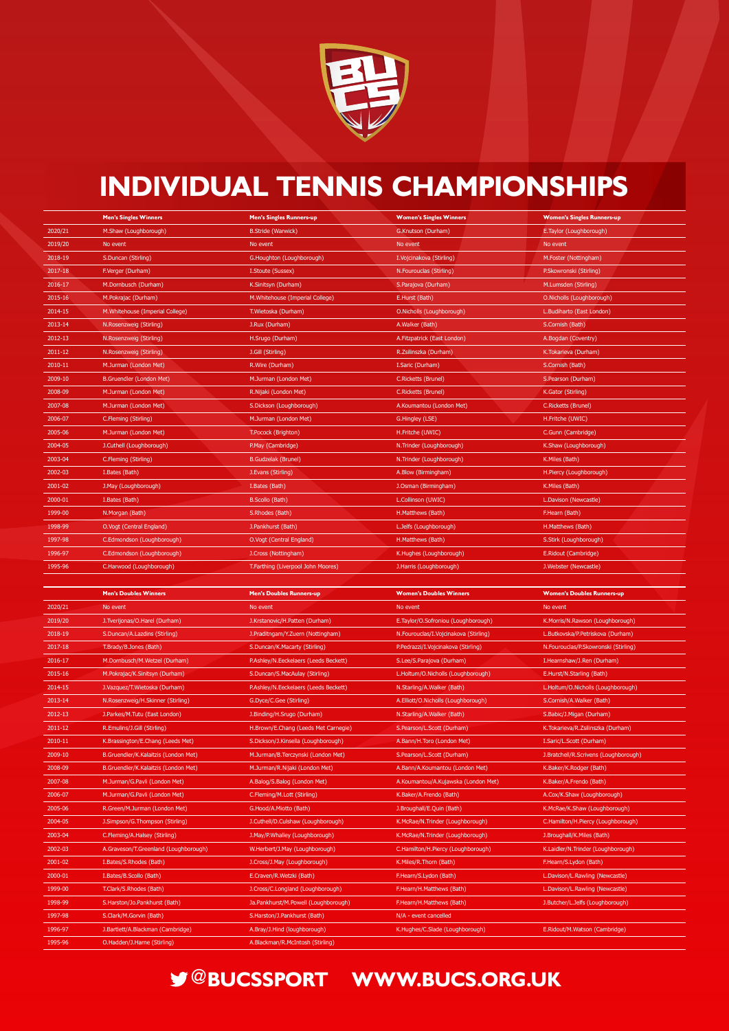# INDIVIDUAL TENNIS CHAMPIONSHIPS

| | Men's Singles Winners | Men's Singles Runners-up | Women's Singles Winners | Women's Singles Runners-up |
|---|---|---|---|---|
| 2020/21 | M.Shaw (Loughborough) | B.Stride (Warwick) | G.Knutson (Durham) | E.Taylor (Loughborough) |
| 2019/20 | No event | No event | No event | No event |
| 2018-19 | S.Duncan (Stirling) | G.Houghton (Loughborough) | I.Vojcinakova (Stirling) | M.Foster (Nottingham) |
| 2017-18 | F.Verger (Durham) | I.Stoute (Sussex) | N.Fourouclas (Stirling) | P.Skowronski (Stirling) |
| 2016-17 | M.Dornbusch (Durham) | K.Sinitsyn (Durham) | S.Parajova (Durham) | M.Lumsden (Stirling) |
| 2015-16 | M.Pokrajac (Durham) | M.Whitehouse (Imperial College) | E.Hurst (Bath) | O.Nicholls (Loughborough) |
| 2014-15 | M.Whitehouse (Imperial College) | T.Wietoska (Durham) | O.Nicholls (Loughborough) | L.Budiharto (East London) |
| 2013-14 | N.Rosenzweig (Stirling) | J.Rux (Durham) | A.Walker (Bath) | S.Cornish (Bath) |
| 2012-13 | N.Rosenzweig (Stirling) | H.Srugo (Durham) | A.Fitzpatrick (East London) | A.Bogdan (Coventry) |
| 2011-12 | N.Rosenzweig (Stirling) | J.Gill (Stirling) | R.Zsilinszka (Durham) | K.Tokarieva (Durham) |
| 2010-11 | M.Jurman (London Met) | R.Wire (Durham) | I.Saric (Durham) | S.Cornish (Bath) |
| 2009-10 | B.Gruendler (London Met) | M.Jurman (London Met) | C.Ricketts (Brunel) | S.Pearson (Durham) |
| 2008-09 | M.Jurman (London Met) | R.Nijaki (London Met) | C.Ricketts (Brunel) | K.Gator (Stirling) |
| 2007-08 | M.Jurman (London Met) | S.Dickson (Loughborough) | A.Koumantou (London Met) | C.Ricketts (Brunel) |
| 2006-07 | C.Fleming (Stirling) | M.Jurman (London Met) | G.Hingley (LSE) | H.Fritche (UWIC) |
| 2005-06 | M.Jurman (London Met) | T.Pocock (Brighton) | H.Fritche (UWIC) | C.Gunn (Cambridge) |
| 2004-05 | J.Cuthell (Loughborough) | P.May (Cambridge) | N.Trinder (Loughborough) | K.Shaw (Loughborough) |
| 2003-04 | C.Fleming (Stirling) | B.Gudzelak (Brunel) | N.Trinder (Loughborough) | K.Miles (Bath) |
| 2002-03 | I.Bates (Bath) | J.Evans (Stirling) | A.Blow (Birmingham) | H.Piercy (Loughborough) |
| 2001-02 | J.May (Loughborough) | I.Bates (Bath) | J.Osman (Birmingham) | K.Miles (Bath) |
| 2000-01 | I.Bates (Bath) | B.Scollo (Bath) | L.Collinson (UWIC) | L.Davison (Newcastle) |
| 1999-00 | N.Morgan (Bath) | S.Rhodes (Bath) | H.Matthews (Bath) | F.Hearn (Bath) |
| 1998-99 | O.Vogt (Central England) | J.Pankhurst (Bath) | L.Jelfs (Loughborough) | H.Matthews (Bath) |
| 1997-98 | C.Edmondson (Loughborough) | O.Vogt (Central England) | H.Matthews (Bath) | S.Stirk (Loughborough) |
| 1996-97 | C.Edmondson (Loughborough) | J.Cross (Nottingham) | K.Hughes (Loughborough) | E.Ridout (Cambridge) |
| 1995-96 | C.Harwood (Loughborough) | T.Farthing (Liverpool John Moores) | J.Harris (Loughborough) | J.Webster (Newcastle) |

| | Men's Doubles Winners | Men's Doubles Runners-up | Women's Doubles Winners | Women's Doubles Runners-up |
|---|---|---|---|---|
| 2020/21 | No event | No event | No event | No event |
| 2019/20 | J.Tverijonas/O.Harel (Durham) | J.Krstanovic/H.Patten (Durham) | E.Taylor/O.Sofroniou (Loughborough) | K.Morris/N.Rawson (Loughborough) |
| 2018-19 | S.Duncan/A.Lazdins (Stirling) | J.Praditngam/Y.Zuern (Nottingham) | N.Fourouclas/I.Vojcinakova (Stirling) | L.Butkovska/P.Petriskova (Durham) |
| 2017-18 | T.Brady/B.Jones (Bath) | S.Duncan/K.Macarty (Stirling) | P.Pedrazzi/I.Vojcinakova (Stirling) | N.Fourouclas/P.Skowronski (Stirling) |
| 2016-17 | M.Dornbusch/M.Wetzel (Durham) | P.Ashley/N.Eeckelaers (Leeds Beckett) | S.Lee/S.Parajova (Durham) | I.Hearnshaw/J.Ren (Durham) |
| 2015-16 | M.Pokrajac/K.Sinitsyn (Durham) | S.Duncan/S.MacAulay (Stirling) | L.Holtum/O.Nicholls (Loughborough) | E.Hurst/N.Starling (Bath) |
| 2014-15 | J.Vazquez/T.Wietoska (Durham) | P.Ashley/N.Eeckelaers (Leeds Beckett) | N.Starling/A.Walker (Bath) | L.Holtum/O.Nicholls (Loughborough) |
| 2013-14 | N.Rosenzweig/H.Skinner (Stirling) | G.Dyce/C.Gee (Stirling) | A.Elliott/O.Nicholls (Loughborough) | S.Cornish/A.Walker (Bath) |
| 2012-13 | J.Parkes/M.Tutu (East London) | J.Binding/H.Srugo (Durham) | N.Starling/A.Walker (Bath) | S.Babic/J.Migan (Durham) |
| 2011-12 | R.Emulins/J.Gill (Stirling) | H.Brown/E.Chang (Leeds Met Carnegie) | S.Pearson/L.Scott (Durham) | K.Tokarieva/R.Zsilinszka (Durham) |
| 2010-11 | K.Brassington/E.Chang (Leeds Met) | S.Dickson/J.Kinsella (Loughborough) | A.Bann/H.Toro (London Met) | I.Saric/L.Scott (Durham) |
| 2009-10 | B.Gruendler/K.Kalaitzis (London Met) | M.Jurman/B.Terczynski (London Met) | S.Pearson/L.Scott (Durham) | J.Bratchell/R.Scrivens (Loughborough) |
| 2008-09 | B.Gruendler/K.Kalaitzis (London Met) | M.Jurman/R.Nijaki (London Met) | A.Bann/A.Koumantou (London Met) | K.Baker/K.Rodger (Bath) |
| 2007-08 | M.Jurman/G.Pavli (London Met) | A.Balog/S.Balog (London Met) | A.Koumantou/A.Kujawska (London Met) | K.Baker/A.Frendo (Bath) |
| 2006-07 | M.Jurman/G.Pavli (London Met) | C.Fleming/M.Lott (Stirling) | K.Baker/A.Frendo (Bath) | A.Cox/K.Shaw (Loughborough) |
| 2005-06 | R.Green/M.Jurman (London Met) | G.Hood/A.Miotto (Bath) | J.Broughall/E.Quin (Bath) | K.McRae/K.Shaw (Loughborough) |
| 2004-05 | J.Simpson/G.Thompson (Stirling) | J.Cuthell/D.Culshaw (Loughborough) | K.McRae/N.Trinder (Loughborough) | C.Hamilton/H.Piercy (Loughborough) |
| 2003-04 | C.Fleming/A.Halsey (Stirling) | J.May/P.Whalley (Loughborough) | K.McRae/N.Trinder (Loughborough) | J.Broughall/K.Miles (Bath) |
| 2002-03 | A.Graveson/T.Greenland (Loughborough) | W.Herbert/J.May (Loughborough) | C.Hamilton/H.Piercy (Loughborough) | K.Laidler/N.Trinder (Loughborough) |
| 2001-02 | I.Bates/S.Rhodes (Bath) | J.Cross/J.May (Loughborough) | K.Miles/R.Thorn (Bath) | F.Hearn/S.Lydon (Bath) |
| 2000-01 | I.Bates/B.Scollo (Bath) | E.Craven/R.Wetzki (Bath) | F.Hearn/S.Lydon (Bath) | L.Davison/L.Rawling (Newcastle) |
| 1999-00 | T.Clark/S.Rhodes (Bath) | J.Cross/C.Longland (Loughborough) | F.Hearn/H.Matthews (Bath) | L.Davison/L.Rawling (Newcastle) |
| 1998-99 | S.Harston/Jo.Pankhurst (Bath) | Ja.Pankhurst/M.Powell (Loughborough) | F.Hearn/H.Matthews (Bath) | J.Butcher/L.Jelfs (Loughborough) |
| 1997-98 | S.Clark/M.Gorvin (Bath) | S.Harston/J.Pankhurst (Bath) | N/A - event cancelled | |
| 1996-97 | J.Bartlett/A.Blackman (Cambridge) | A.Bray/J.Hind (loughborough) | K.Hughes/C.Slade (Loughborough) | E.Ridout/M.Watson (Cambridge) |
| 1995-96 | O.Hadden/J.Harne (Stirling) | A.Blackman/R.McIntosh (Stirling) | | |

@BUCSSPORT WWW.BUCS.ORG.UK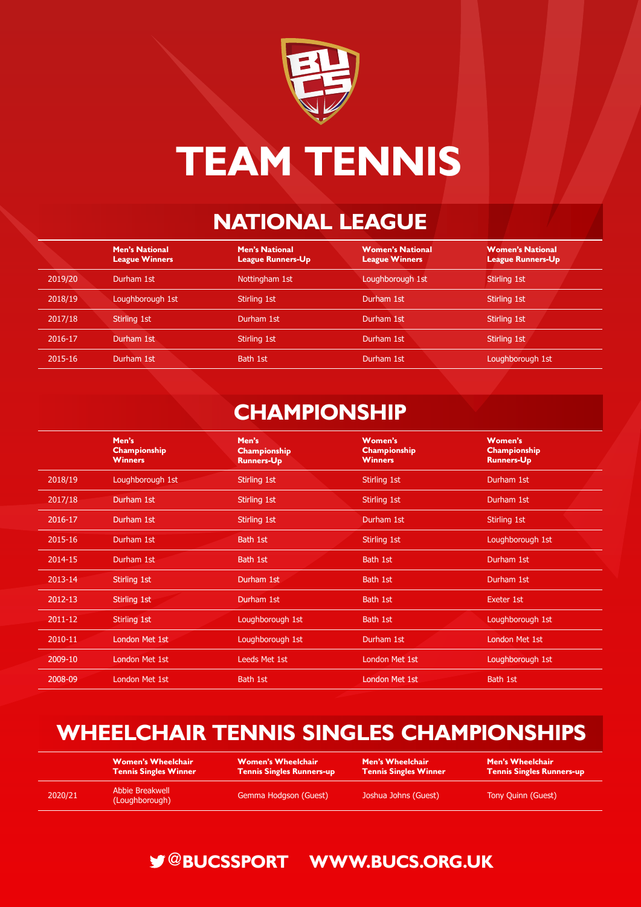# TEAM TENNIS

## NATIONAL LEAGUE

| | Men's National League Winners | Men's National League Runners-Up | Women's National League Winners | Women's National League Runners-Up |
|---|---|---|---|---|
| 2019/20 | Durham 1st | Nottingham 1st | Loughborough 1st | Stirling 1st |
| 2018/19 | Loughborough 1st | Stirling 1st | Durham 1st | Stirling 1st |
| 2017/18 | Stirling 1st | Durham 1st | Durham 1st | Stirling 1st |
| 2016-17 | Durham 1st | Stirling 1st | Durham 1st | Stirling 1st |
| 2015-16 | Durham 1st | Bath 1st | Durham 1st | Loughborough 1st |

## CHAMPIONSHIP

| | Men's Championship Winners | Men's Championship Runners-Up | Women's Championship Winners | Women's Championship Runners-Up |
|---|---|---|---|---|
| 2018/19 | Loughborough 1st | Stirling 1st | Stirling 1st | Durham 1st |
| 2017/18 | Durham 1st | Stirling 1st | Stirling 1st | Durham 1st |
| 2016-17 | Durham 1st | Stirling 1st | Durham 1st | Stirling 1st |
| 2015-16 | Durham 1st | Bath 1st | Stirling 1st | Loughborough 1st |
| 2014-15 | Durham 1st | Bath 1st | Bath 1st | Durham 1st |
| 2013-14 | Stirling 1st | Durham 1st | Bath 1st | Durham 1st |
| 2012-13 | Stirling 1st | Durham 1st | Bath 1st | Exeter 1st |
| 2011-12 | Stirling 1st | Loughborough 1st | Bath 1st | Loughborough 1st |
| 2010-11 | London Met 1st | Loughborough 1st | Durham 1st | London Met 1st |
| 2009-10 | London Met 1st | Leeds Met 1st | London Met 1st | Loughborough 1st |
| 2008-09 | London Met 1st | Bath 1st | London Met 1st | Bath 1st |

## WHEELCHAIR TENNIS SINGLES CHAMPIONSHIPS

| | Women's Wheelchair Tennis Singles Winner | Women's Wheelchair Tennis Singles Runners-up | Men's Wheelchair Tennis Singles Winner | Men's Wheelchair Tennis Singles Runners-up |
|---|---|---|---|---|
| 2020/21 | Abbie Breakwell (Loughborough) | Gemma Hodgson (Guest) | Joshua Johns (Guest) | Tony Quinn (Guest) |

@BUCSSPORT WWW.BUCS.ORG.UK